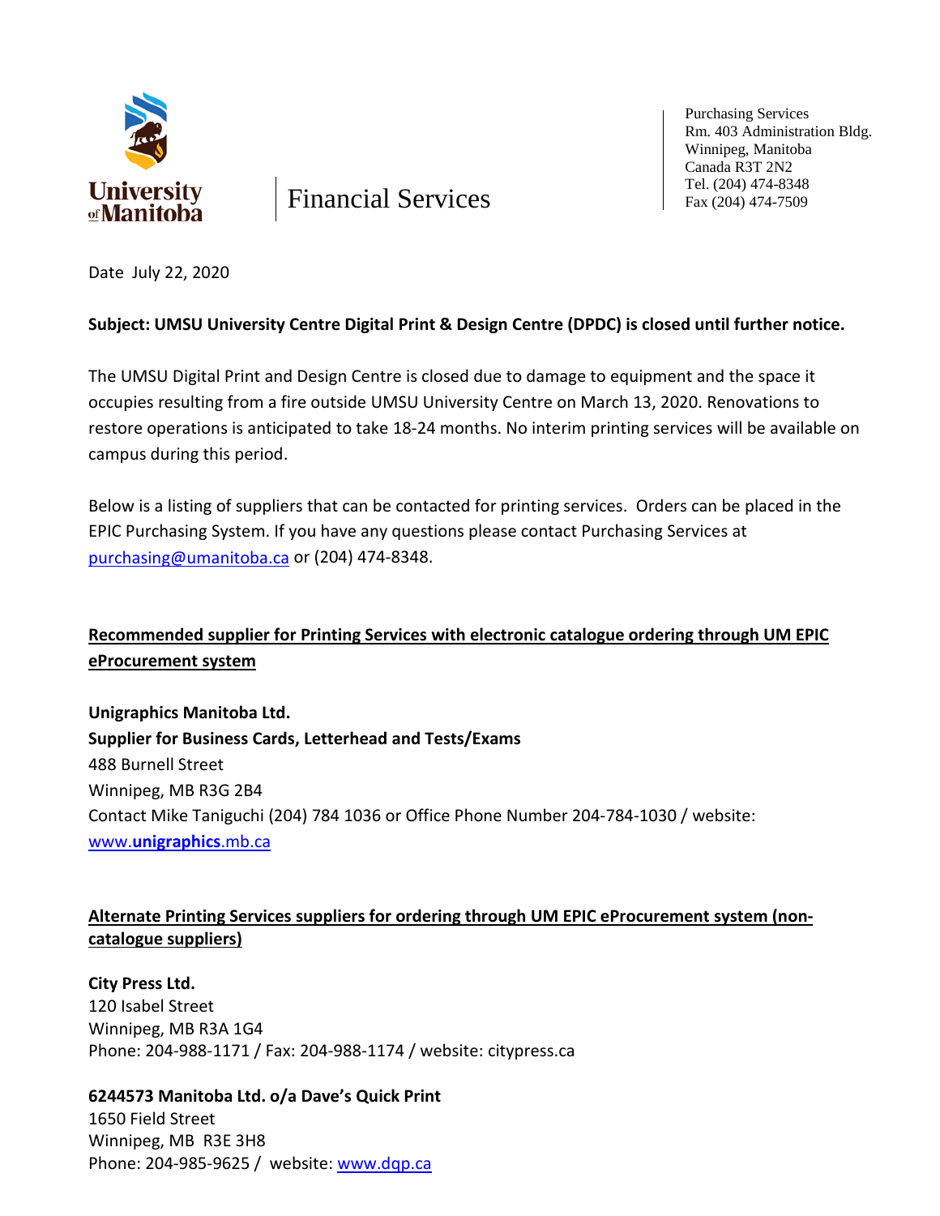University of Manitoba

Financial Services

Purchasing Services
Rm. 403 Administration Bldg.
Winnipeg, Manitoba
Canada R3T 2N2
Tel. (204) 474-8348
Fax (204) 474-7509

Date July 22, 2020

**Subject: UMSU University Centre Digital Print & Design Centre (DPDC) is closed until further notice.**

The UMSU Digital Print and Design Centre is closed due to damage to equipment and the space it occupies resulting from a fire outside UMSU University Centre on March 13, 2020. Renovations to restore operations is anticipated to take 18-24 months. No interim printing services will be available on campus during this period.

Below is a listing of suppliers that can be contacted for printing services. Orders can be placed in the EPIC Purchasing System. If you have any questions please contact Purchasing Services at purchasing@umanitoba.ca or (204) 474-8348.

## Recommended supplier for Printing Services with electronic catalogue ordering through UM EPIC eProcurement system

**Unigraphics Manitoba Ltd.**
**Supplier for Business Cards, Letterhead and Tests/Exams**
488 Burnell Street
Winnipeg, MB R3G 2B4
Contact Mike Taniguchi (204) 784 1036 or Office Phone Number 204-784-1030 / website: www.unigraphics.mb.ca

## Alternate Printing Services suppliers for ordering through UM EPIC eProcurement system (non-catalogue suppliers)

**City Press Ltd.**
120 Isabel Street
Winnipeg, MB R3A 1G4
Phone: 204-988-1171 / Fax: 204-988-1174 / website: citypress.ca

**6244573 Manitoba Ltd. o/a Dave's Quick Print**
1650 Field Street
Winnipeg, MB R3E 3H8
Phone: 204-985-9625 / website: www.dqp.ca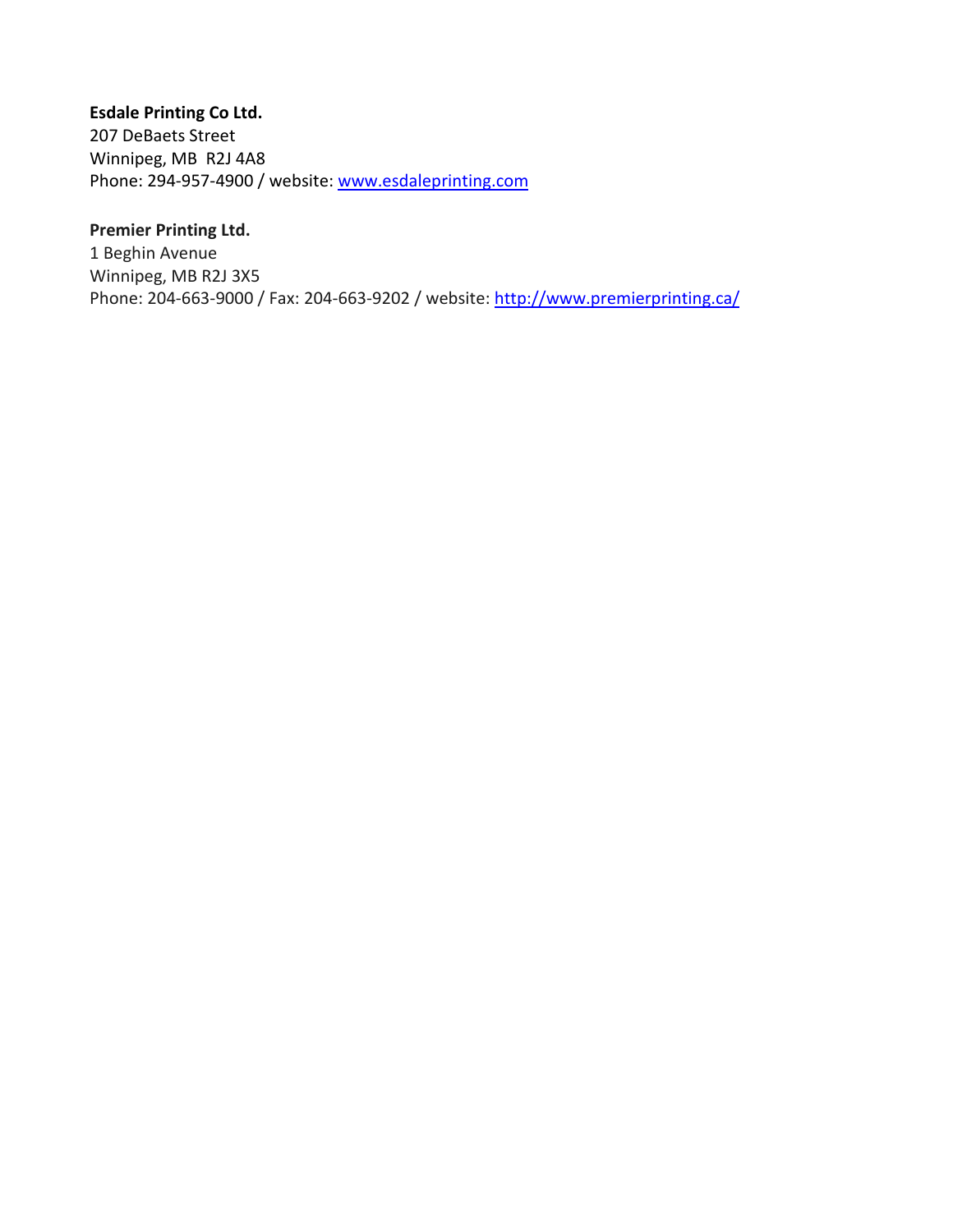**Esdale Printing Co Ltd.**
207 DeBaets Street
Winnipeg, MB  R2J 4A8
Phone: 294-957-4900 / website: [www.esdaleprinting.com](http://www.esdaleprinting.com)

**Premier Printing Ltd.**
1 Beghin Avenue
Winnipeg, MB R2J 3X5
Phone: 204-663-9000 / Fax: 204-663-9202 / website: [http://www.premierprinting.ca/](http://www.premierprinting.ca/)